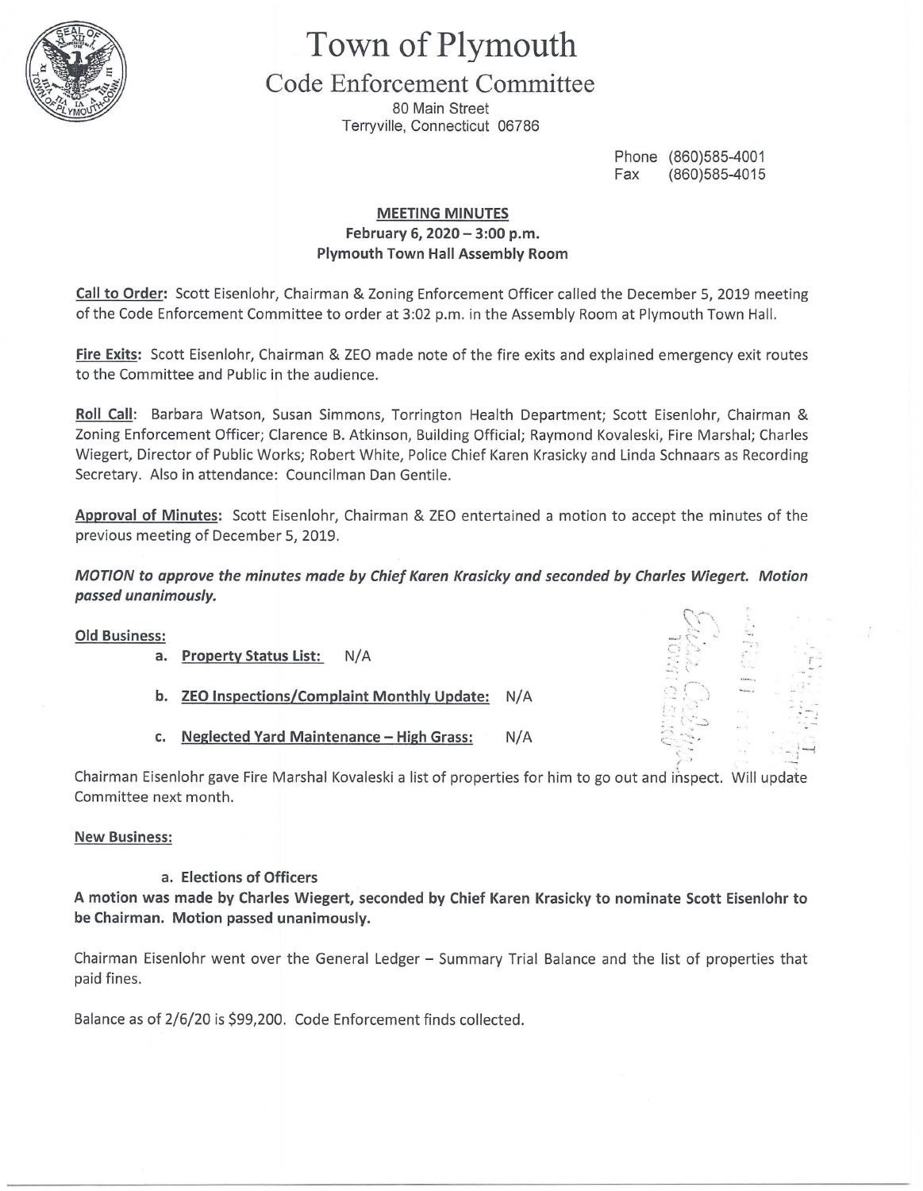# Town of Plymouth

## Code Enforcement Committee

80 Main Street
Terryville, Connecticut 06786

Phone (860)585-4001
Fax (860)585-4015

### MEETING MINUTES

**February 6, 2020 – 3:00 p.m.**
**Plymouth Town Hall Assembly Room**

**Call to Order:** Scott Eisenlohr, Chairman & Zoning Enforcement Officer called the December 5, 2019 meeting of the Code Enforcement Committee to order at 3:02 p.m. in the Assembly Room at Plymouth Town Hall.

**Fire Exits:** Scott Eisenlohr, Chairman & ZEO made note of the fire exits and explained emergency exit routes to the Committee and Public in the audience.

**Roll Call**: Barbara Watson, Susan Simmons, Torrington Health Department; Scott Eisenlohr, Chairman & Zoning Enforcement Officer; Clarence B. Atkinson, Building Official; Raymond Kovaleski, Fire Marshal; Charles Wiegert, Director of Public Works; Robert White, Police Chief Karen Krasicky and Linda Schnaars as Recording Secretary. Also in attendance: Councilman Dan Gentile.

**Approval of Minutes:** Scott Eisenlohr, Chairman & ZEO entertained a motion to accept the minutes of the previous meeting of December 5, 2019.

***MOTION to approve the minutes made by Chief Karen Krasicky and seconded by Charles Wiegert. Motion passed unanimously.***

**Old Business:**

a. **Property Status List:** N/A

b. **ZEO Inspections/Complaint Monthly Update:** N/A

c. **Neglected Yard Maintenance – High Grass:** N/A

Chairman Eisenlohr gave Fire Marshal Kovaleski a list of properties for him to go out and inspect. Will update Committee next month.

**New Business:**

a. **Elections of Officers**

**A motion was made by Charles Wiegert, seconded by Chief Karen Krasicky to nominate Scott Eisenlohr to be Chairman. Motion passed unanimously.**

Chairman Eisenlohr went over the General Ledger – Summary Trial Balance and the list of properties that paid fines.

Balance as of 2/6/20 is $99,200. Code Enforcement finds collected.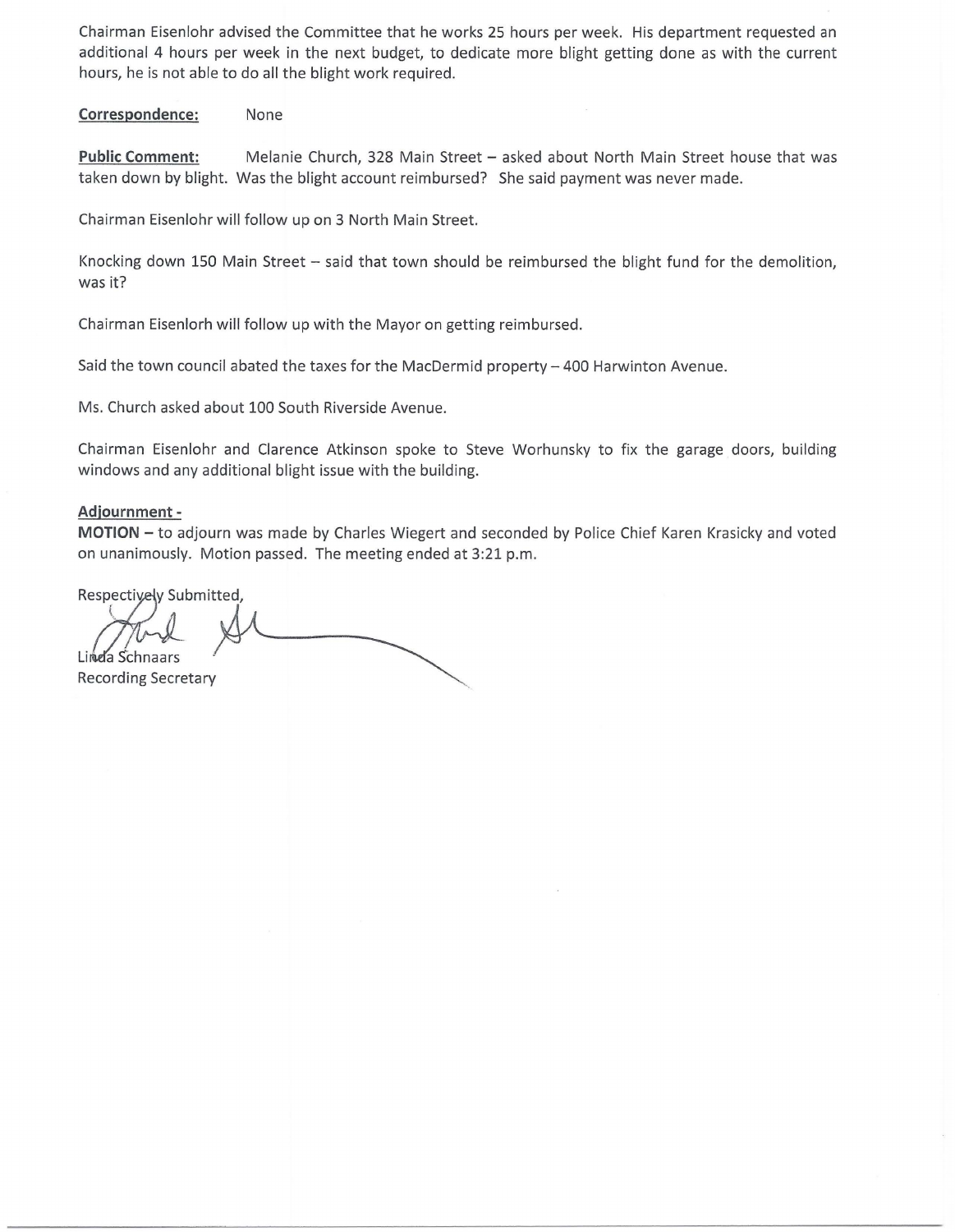Chairman Eisenlohr advised the Committee that he works 25 hours per week. His department requested an additional 4 hours per week in the next budget, to dedicate more blight getting done as with the current hours, he is not able to do all the blight work required.

**Correspondence:** None

**Public Comment:** Melanie Church, 328 Main Street – asked about North Main Street house that was taken down by blight. Was the blight account reimbursed? She said payment was never made.

Chairman Eisenlohr will follow up on 3 North Main Street.

Knocking down 150 Main Street – said that town should be reimbursed the blight fund for the demolition, was it?

Chairman Eisenlorh will follow up with the Mayor on getting reimbursed.

Said the town council abated the taxes for the MacDermid property – 400 Harwinton Avenue.

Ms. Church asked about 100 South Riverside Avenue.

Chairman Eisenlohr and Clarence Atkinson spoke to Steve Worhunsky to fix the garage doors, building windows and any additional blight issue with the building.

**Adjournment -**

**MOTION –** to adjourn was made by Charles Wiegert and seconded by Police Chief Karen Krasicky and voted on unanimously. Motion passed. The meeting ended at 3:21 p.m.

Respectively Submitted,

Linda Schnaars
Recording Secretary